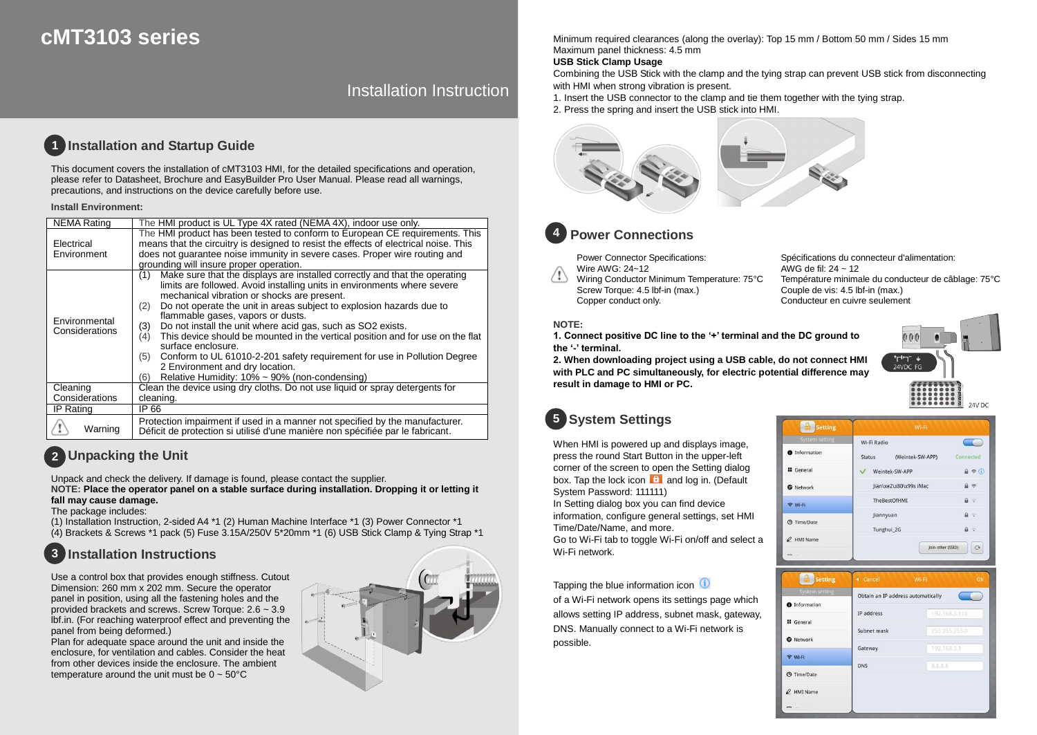# cMT3103 series

## Installation Instruction

## 1 Installation and Startup Guide

This document covers the installation of cMT3103 HMI, for the detailed specifications and operation, please refer to Datasheet, Brochure and EasyBuilder Pro User Manual. Please read all warnings, precautions, and instructions on the device carefully before use.

**Install Environment:**

| NEMA Rating | The HMI product is UL Type 4X rated (NEMA 4X), indoor use only. |
|---|---|
| Electrical Environment | The HMI product has been tested to conform to European CE requirements. This means that the circuitry is designed to resist the effects of electrical noise. This does not guarantee noise immunity in severe cases. Proper wire routing and grounding will insure proper operation. |
| Environmental Considerations | (1) Make sure that the displays are installed correctly and that the operating limits are followed. Avoid installing units in environments where severe mechanical vibration or shocks are present.<br>(2) Do not operate the unit in areas subject to explosion hazards due to flammable gases, vapors or dusts.<br>(3) Do not install the unit where acid gas, such as SO2 exists.<br>(4) This device should be mounted in the vertical position and for use on the flat surface enclosure.<br>(5) Conform to UL 61010-2-201 safety requirement for use in Pollution Degree 2 Environment and dry location.<br>(6) Relative Humidity: 10% ~ 90% (non-condensing) |
| Cleaning Considerations | Clean the device using dry cloths. Do not use liquid or spray detergents for cleaning. |
| IP Rating | IP 66 |
| Warning | Protection impairment if used in a manner not specified by the manufacturer.<br>Déficit de protection si utilisé d'une manière non spécifiée par le fabricant. |

## 2 Unpacking the Unit

Unpack and check the delivery. If damage is found, please contact the supplier.
**NOTE: Place the operator panel on a stable surface during installation. Dropping it or letting it fall may cause damage.**
The package includes:
(1) Installation Instruction, 2-sided A4 *1 (2) Human Machine Interface *1 (3) Power Connector *1
(4) Brackets & Screws *1 pack (5) Fuse 3.15A/250V 5*20mm *1 (6) USB Stick Clamp & Tying Strap *1

## 3 Installation Instructions

Use a control box that provides enough stiffness. Cutout Dimension: 260 mm x 202 mm. Secure the operator panel in position, using all the fastening holes and the provided brackets and screws. Screw Torque: 2.6 ~ 3.9 lbf.in. (For reaching waterproof effect and preventing the panel from being deformed.)
Plan for adequate space around the unit and inside the enclosure, for ventilation and cables. Consider the heat from other devices inside the enclosure. The ambient temperature around the unit must be 0 ~ 50°C

Minimum required clearances (along the overlay): Top 15 mm / Bottom 50 mm / Sides 15 mm
Maximum panel thickness: 4.5 mm

**USB Stick Clamp Usage**

Combining the USB Stick with the clamp and the tying strap can prevent USB stick from disconnecting with HMI when strong vibration is present.
1. Insert the USB connector to the clamp and tie them together with the tying strap.
2. Press the spring and insert the USB stick into HMI.

## 4 Power Connections

Power Connector Specifications:
Wire AWG: 24~12
Wiring Conductor Minimum Temperature: 75°C
Screw Torque: 4.5 lbf-in (max.)
Copper conduct only.

Spécifications du connecteur d'alimentation:
AWG de fil: 24 ~ 12
Température minimale du conducteur de câblage: 75°C
Couple de vis: 4.5 lbf-in (max.)
Conducteur en cuivre seulement

**NOTE:**
**1. Connect positive DC line to the '+' terminal and the DC ground to the '-' terminal.**
**2. When downloading project using a USB cable, do not connect HMI with PLC and PC simultaneously, for electric potential difference may result in damage to HMI or PC.**

24VDC FG

24V DC

## 5 System Settings

When HMI is powered up and displays image, press the round Start Button in the upper-left corner of the screen to open the Setting dialog box. Tap the lock icon and log in. (Default System Password: 111111)
In Setting dialog box you can find device information, configure general settings, set HMI Time/Date/Name, and more.
Go to Wi-Fi tab to toggle Wi-Fi on/off and select a Wi-Fi network.

Tapping the blue information icon of a Wi-Fi network opens its settings page which allows setting IP address, subnet mask, gateway, DNS. Manually connect to a Wi-Fi network is possible.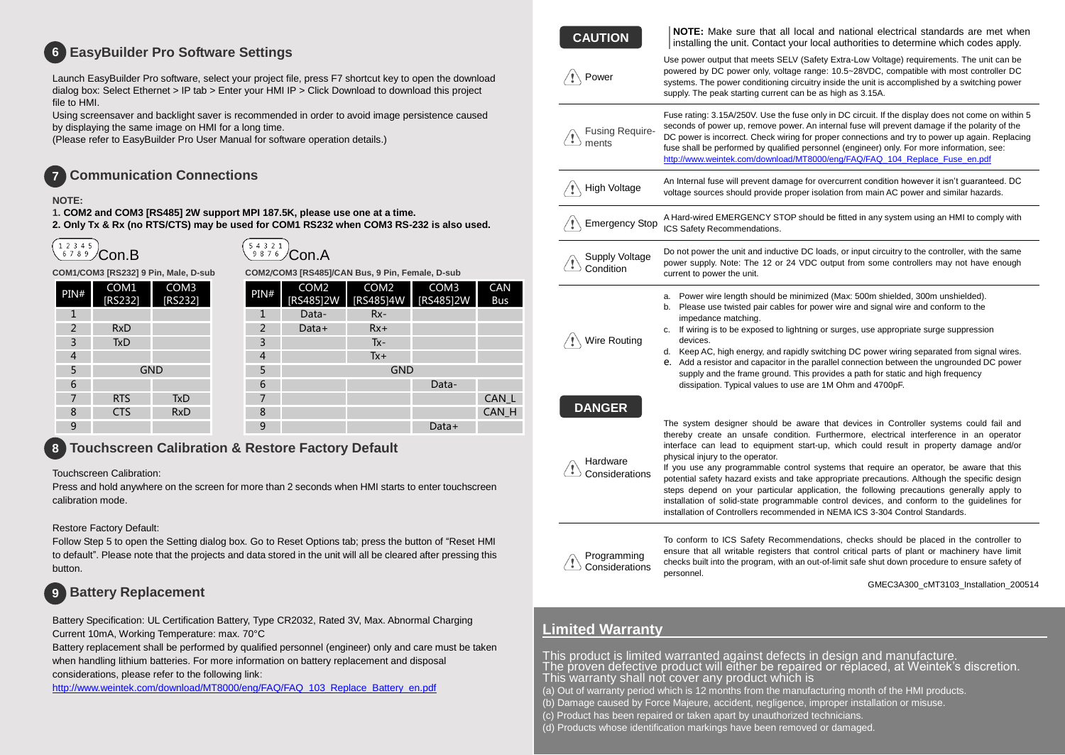## 6 EasyBuilder Pro Software Settings

Launch EasyBuilder Pro software, select your project file, press F7 shortcut key to open the download dialog box: Select Ethernet > IP tab > Enter your HMI IP > Click Download to download this project file to HMI.

Using screensaver and backlight saver is recommended in order to avoid image persistence caused by displaying the same image on HMI for a long time.

(Please refer to EasyBuilder Pro User Manual for software operation details.)

## 7 Communication Connections

**NOTE:**

1. **COM2 and COM3 [RS485] 2W support MPI 187.5K, please use one at a time.**
2. **Only Tx & Rx (no RTS/CTS) may be used for COM1 RS232 when COM3 RS-232 is also used.**

12345 / 6789 Con.B

**COM1/COM3 [RS232] 9 Pin, Male, D-sub**

| PIN# | COM1 [RS232] | COM3 [RS232] |
|---|---|---|
| 1 | | |
| 2 | RxD | |
| 3 | TxD | |
| 4 | | |
| 5 | GND | |
| 6 | | |
| 7 | RTS | TxD |
| 8 | CTS | RxD |
| 9 | | |

54321 / 9876 Con.A

**COM2/COM3 [RS485]/CAN Bus, 9 Pin, Female, D-sub**

| PIN# | COM2 [RS485]2W | COM2 [RS485]4W | COM3 [RS485]2W | CAN Bus |
|---|---|---|---|---|
| 1 | Data- | Rx- | | |
| 2 | Data+ | Rx+ | | |
| 3 | | Tx- | | |
| 4 | | Tx+ | | |
| 5 | GND | | | |
| 6 | | | Data- | |
| 7 | | | | CAN_L |
| 8 | | | | CAN_H |
| 9 | | | Data+ | |

## 8 Touchscreen Calibration & Restore Factory Default

Touchscreen Calibration:

Press and hold anywhere on the screen for more than 2 seconds when HMI starts to enter touchscreen calibration mode.

Restore Factory Default:

Follow Step 5 to open the Setting dialog box. Go to Reset Options tab; press the button of "Reset HMI to default". Please note that the projects and data stored in the unit will all be cleared after pressing this button.

## 9 Battery Replacement

Battery Specification: UL Certification Battery, Type CR2032, Rated 3V, Max. Abnormal Charging Current 10mA, Working Temperature: max. 70°C

Battery replacement shall be performed by qualified personnel (engineer) only and care must be taken when handling lithium batteries. For more information on battery replacement and disposal considerations, please refer to the following link:

http://www.weintek.com/download/MT8000/eng/FAQ/FAQ_103_Replace_Battery_en.pdf

## CAUTION

**NOTE:** Make sure that all local and national electrical standards are met when installing the unit. Contact your local authorities to determine which codes apply.

**Power**

Use power output that meets SELV (Safety Extra-Low Voltage) requirements. The unit can be powered by DC power only, voltage range: 10.5~28VDC, compatible with most controller DC systems. The power conditioning circuitry inside the unit is accomplished by a switching power supply. The peak starting current can be as high as 3.15A.

**Fusing Requirements**

Fuse rating: 3.15A/250V. Use the fuse only in DC circuit. If the display does not come on within 5 seconds of power up, remove power. An internal fuse will prevent damage if the polarity of the DC power is incorrect. Check wiring for proper connections and try to power up again. Replacing fuse shall be performed by qualified personnel (engineer) only. For more information, see: http://www.weintek.com/download/MT8000/eng/FAQ/FAQ_104_Replace_Fuse_en.pdf

**High Voltage**

An Internal fuse will prevent damage for overcurrent condition however it isn't guaranteed. DC voltage sources should provide proper isolation from main AC power and similar hazards.

**Emergency Stop**

A Hard-wired EMERGENCY STOP should be fitted in any system using an HMI to comply with ICS Safety Recommendations.

**Supply Voltage Condition**

Do not power the unit and inductive DC loads, or input circuitry to the controller, with the same power supply. Note: The 12 or 24 VDC output from some controllers may not have enough current to power the unit.

**Wire Routing**

a. Power wire length should be minimized (Max: 500m shielded, 300m unshielded).
b. Please use twisted pair cables for power wire and signal wire and conform to the impedance matching.
c. If wiring is to be exposed to lightning or surges, use appropriate surge suppression devices.
d. Keep AC, high energy, and rapidly switching DC power wiring separated from signal wires.
e. Add a resistor and capacitor in the parallel connection between the ungrounded DC power supply and the frame ground. This provides a path for static and high frequency dissipation. Typical values to use are 1M Ohm and 4700pF.

## DANGER

**Hardware Considerations**

The system designer should be aware that devices in Controller systems could fail and thereby create an unsafe condition. Furthermore, electrical interference in an operator interface can lead to equipment start-up, which could result in property damage and/or physical injury to the operator.

If you use any programmable control systems that require an operator, be aware that this potential safety hazard exists and take appropriate precautions. Although the specific design steps depend on your particular application, the following precautions generally apply to installation of solid-state programmable control devices, and conform to the guidelines for installation of Controllers recommended in NEMA ICS 3-304 Control Standards.

**Programming Considerations**

To conform to ICS Safety Recommendations, checks should be placed in the controller to ensure that all writable registers that control critical parts of plant or machinery have limit checks built into the program, with an out-of-limit safe shut down procedure to ensure safety of personnel.

GMEC3A300_cMT3103_Installation_200514

## Limited Warranty

This product is limited warranted against defects in design and manufacture.
The proven defective product will either be repaired or replaced, at Weintek's discretion.
This warranty shall not cover any product which is

(a) Out of warranty period which is 12 months from the manufacturing month of the HMI products.
(b) Damage caused by Force Majeure, accident, negligence, improper installation or misuse.
(c) Product has been repaired or taken apart by unauthorized technicians.
(d) Products whose identification markings have been removed or damaged.